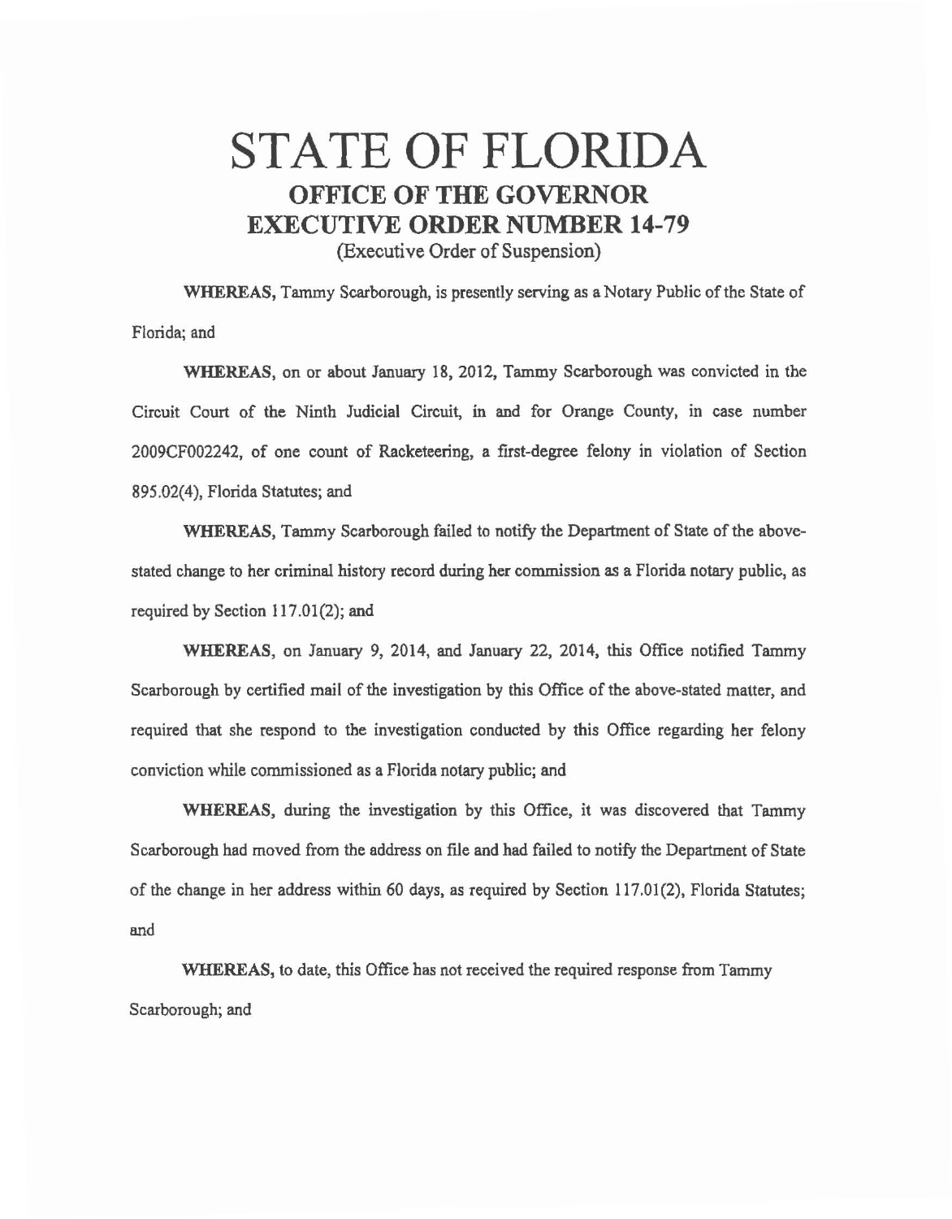# STATE OF FLORIDA

## OFFICE OF THE GOVERNOR

## EXECUTIVE ORDER NUMBER 14-79

(Executive Order of Suspension)

**WHEREAS,** Tammy Scarborough, is presently serving as a Notary Public of the State of Florida; and

**WHEREAS,** on or about January 18, 2012, Tammy Scarborough was convicted in the Circuit Court of the Ninth Judicial Circuit, in and for Orange County, in case number 2009CF002242, of one count of Racketeering, a first-degree felony in violation of Section 895.02(4), Florida Statutes; and

**WHEREAS,** Tammy Scarborough failed to notify the Department of State of the above-stated change to her criminal history record during her commission as a Florida notary public, as required by Section 117.01(2); and

**WHEREAS,** on January 9, 2014, and January 22, 2014, this Office notified Tammy Scarborough by certified mail of the investigation by this Office of the above-stated matter, and required that she respond to the investigation conducted by this Office regarding her felony conviction while commissioned as a Florida notary public; and

**WHEREAS,** during the investigation by this Office, it was discovered that Tammy Scarborough had moved from the address on file and had failed to notify the Department of State of the change in her address within 60 days, as required by Section 117.01(2), Florida Statutes; and

**WHEREAS,** to date, this Office has not received the required response from Tammy Scarborough; and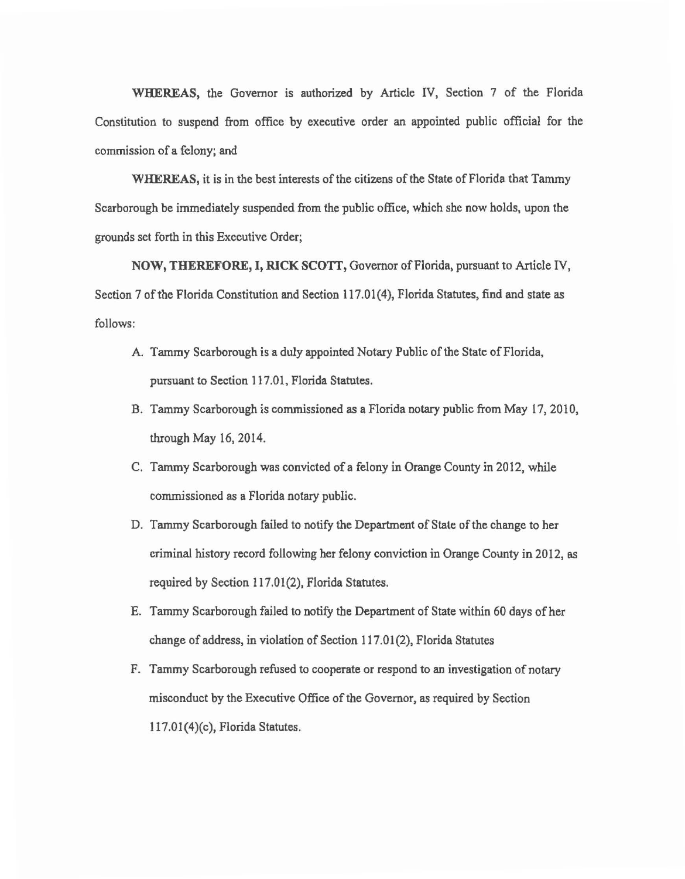**WHEREAS,** the Governor is authorized by Article IV, Section 7 of the Florida Constitution to suspend from office by executive order an appointed public official for the commission of a felony; and

**WHEREAS,** it is in the best interests of the citizens of the State of Florida that Tammy Scarborough be immediately suspended from the public office, which she now holds, upon the grounds set forth in this Executive Order;

**NOW, THEREFORE, I, RICK SCOTT,** Governor of Florida, pursuant to Article IV, Section 7 of the Florida Constitution and Section 117.01(4), Florida Statutes, find and state as follows:

A. Tammy Scarborough is a duly appointed Notary Public of the State of Florida, pursuant to Section 117.01, Florida Statutes.

B. Tammy Scarborough is commissioned as a Florida notary public from May 17, 2010, through May 16, 2014.

C. Tammy Scarborough was convicted of a felony in Orange County in 2012, while commissioned as a Florida notary public.

D. Tammy Scarborough failed to notify the Department of State of the change to her criminal history record following her felony conviction in Orange County in 2012, as required by Section 117.01(2), Florida Statutes.

E. Tammy Scarborough failed to notify the Department of State within 60 days of her change of address, in violation of Section 117.01(2), Florida Statutes

F. Tammy Scarborough refused to cooperate or respond to an investigation of notary misconduct by the Executive Office of the Governor, as required by Section 117.01(4)(c), Florida Statutes.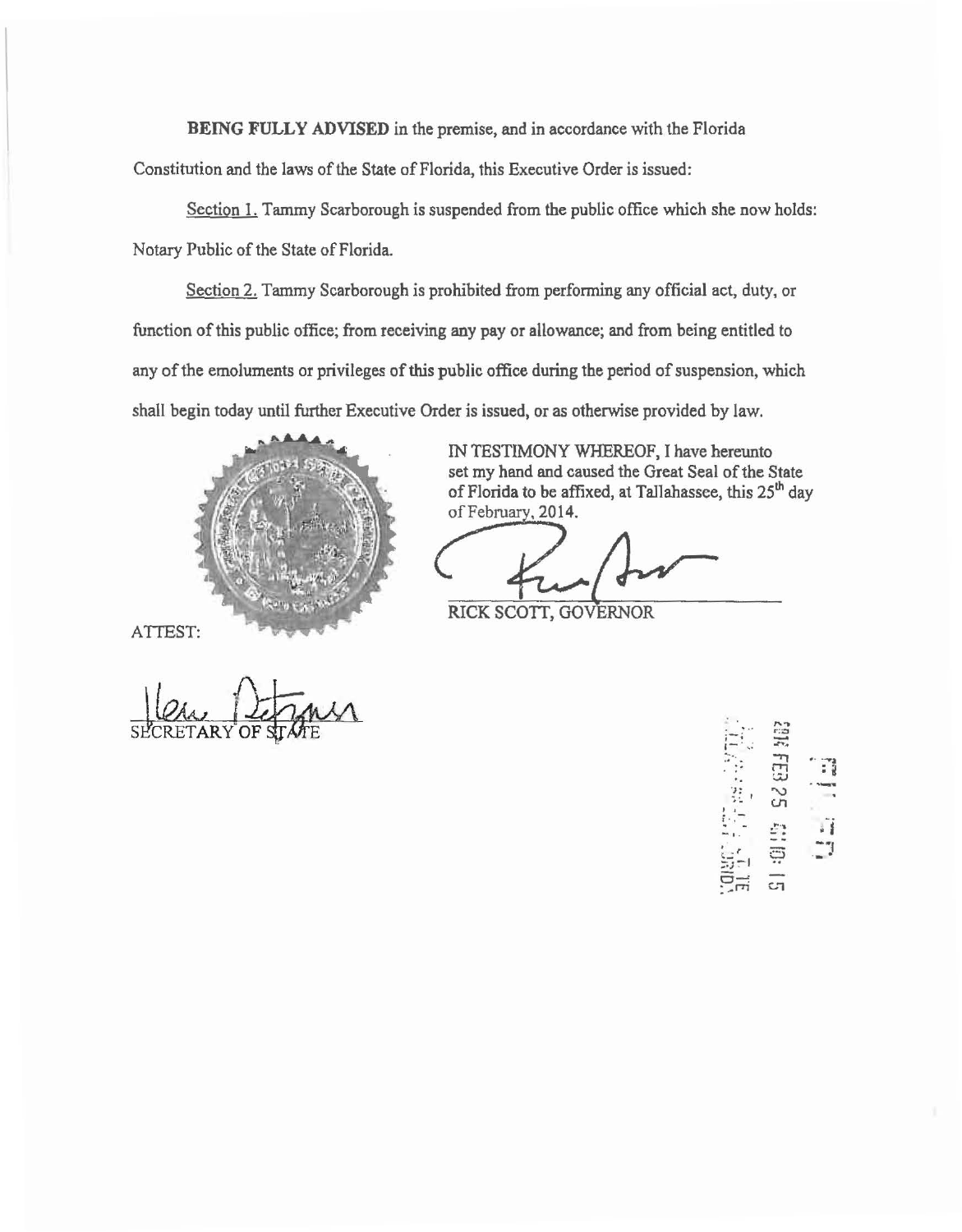**BEING FULLY ADVISED** in the premise, and in accordance with the Florida Constitution and the laws of the State of Florida, this Executive Order is issued:

Section 1. Tammy Scarborough is suspended from the public office which she now holds: Notary Public of the State of Florida.

Section 2. Tammy Scarborough is prohibited from performing any official act, duty, or function of this public office; from receiving any pay or allowance; and from being entitled to any of the emoluments or privileges of this public office during the period of suspension, which shall begin today until further Executive Order is issued, or as otherwise provided by law.

IN TESTIMONY WHEREOF, I have hereunto set my hand and caused the Great Seal of the State of Florida to be affixed, at Tallahassee, this 25th day of February, 2014.

RICK SCOTT, GOVERNOR

ATTEST:

SECRETARY OF STATE

FILED

2014 FEB 25 AM 10: 15